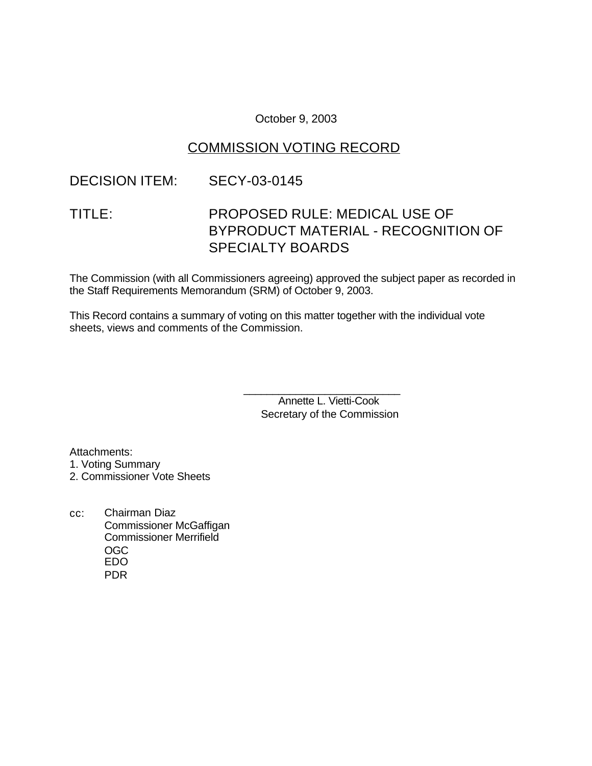October 9, 2003

## COMMISSION VOTING RECORD

DECISION ITEM: SECY-03-0145

TITLE: PROPOSED RULE: MEDICAL USE OF BYPRODUCT MATERIAL - RECOGNITION OF SPECIALTY BOARDS

The Commission (with all Commissioners agreeing) approved the subject paper as recorded in the Staff Requirements Memorandum (SRM) of October 9, 2003.

This Record contains a summary of voting on this matter together with the individual vote sheets, views and comments of the Commission.

\_\_\_\_\_\_\_\_\_\_\_\_\_\_\_\_\_\_\_\_\_\_\_\_\_\_
Annette L. Vietti-Cook
Secretary of the Commission

Attachments:
1. Voting Summary
2. Commissioner Vote Sheets

cc: Chairman Diaz
Commissioner McGaffigan
Commissioner Merrifield
OGC
EDO
PDR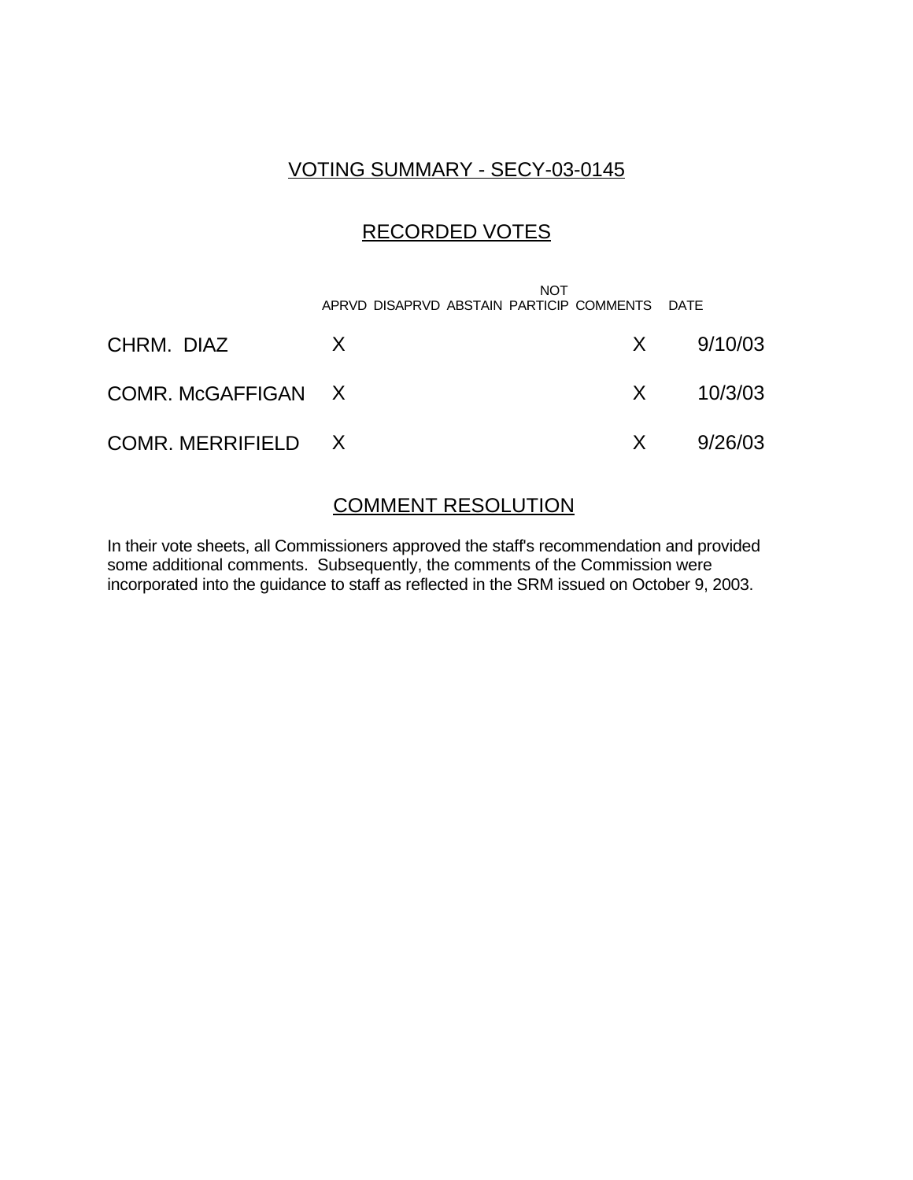## VOTING SUMMARY - SECY-03-0145

## RECORDED VOTES

| | APRVD | DISAPRVD | ABSTAIN | NOT PARTICIP | COMMENTS | DATE |
|---|---|---|---|---|---|---|
| CHRM. DIAZ | X | | | | X | 9/10/03 |
| COMR. McGAFFIGAN | X | | | | X | 10/3/03 |
| COMR. MERRIFIELD | X | | | | X | 9/26/03 |

## COMMENT RESOLUTION

In their vote sheets, all Commissioners approved the staff's recommendation and provided some additional comments. Subsequently, the comments of the Commission were incorporated into the guidance to staff as reflected in the SRM issued on October 9, 2003.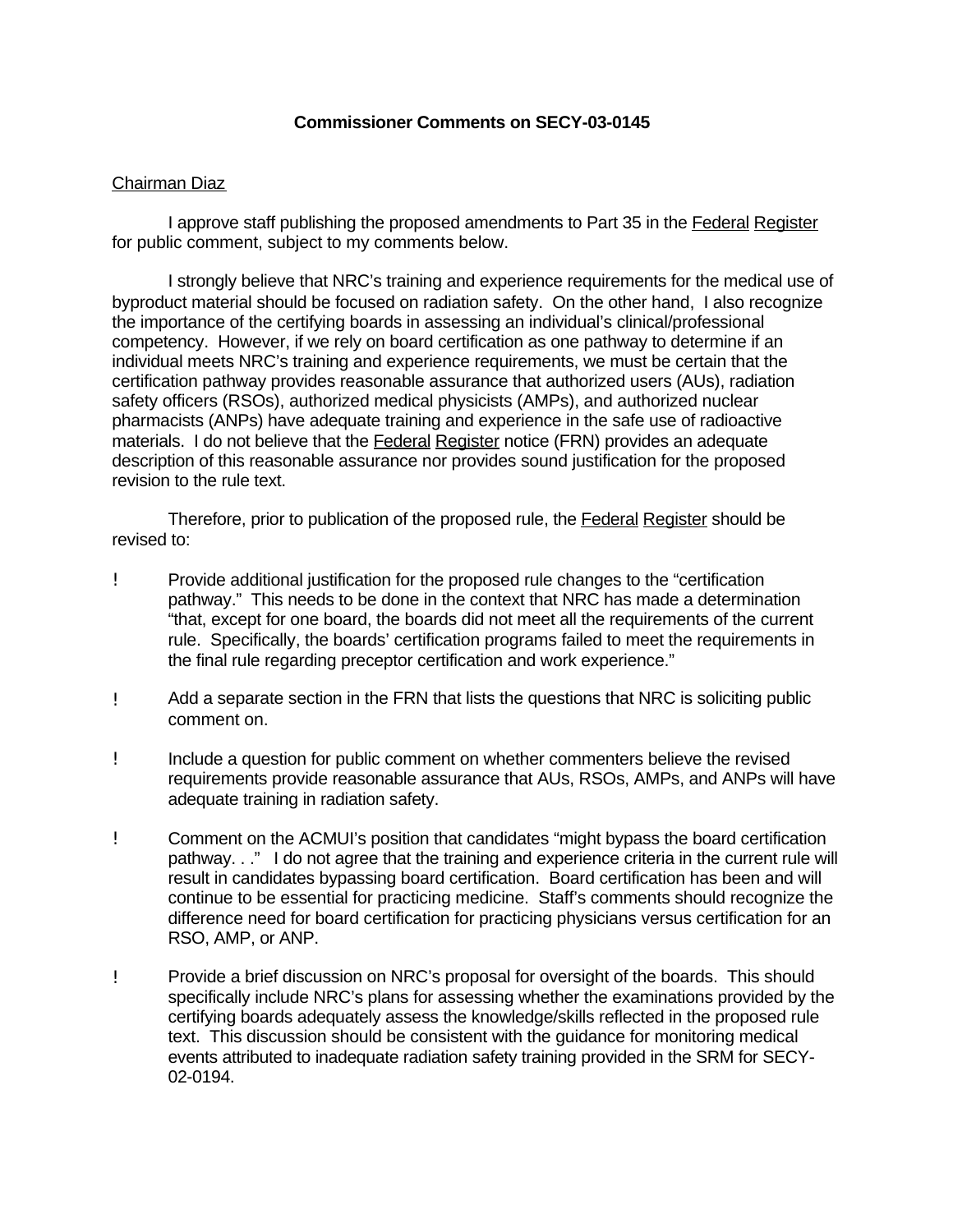**Commissioner Comments on SECY-03-0145**

Chairman Diaz

I approve staff publishing the proposed amendments to Part 35 in the Federal Register for public comment, subject to my comments below.

I strongly believe that NRC's training and experience requirements for the medical use of byproduct material should be focused on radiation safety. On the other hand, I also recognize the importance of the certifying boards in assessing an individual's clinical/professional competency. However, if we rely on board certification as one pathway to determine if an individual meets NRC's training and experience requirements, we must be certain that the certification pathway provides reasonable assurance that authorized users (AUs), radiation safety officers (RSOs), authorized medical physicists (AMPs), and authorized nuclear pharmacists (ANPs) have adequate training and experience in the safe use of radioactive materials. I do not believe that the Federal Register notice (FRN) provides an adequate description of this reasonable assurance nor provides sound justification for the proposed revision to the rule text.

Therefore, prior to publication of the proposed rule, the Federal Register should be revised to:

- Provide additional justification for the proposed rule changes to the "certification pathway." This needs to be done in the context that NRC has made a determination "that, except for one board, the boards did not meet all the requirements of the current rule. Specifically, the boards' certification programs failed to meet the requirements in the final rule regarding preceptor certification and work experience."
- Add a separate section in the FRN that lists the questions that NRC is soliciting public comment on.
- Include a question for public comment on whether commenters believe the revised requirements provide reasonable assurance that AUs, RSOs, AMPs, and ANPs will have adequate training in radiation safety.
- Comment on the ACMUI's position that candidates "might bypass the board certification pathway. . ." I do not agree that the training and experience criteria in the current rule will result in candidates bypassing board certification. Board certification has been and will continue to be essential for practicing medicine. Staff's comments should recognize the difference need for board certification for practicing physicians versus certification for an RSO, AMP, or ANP.
- Provide a brief discussion on NRC's proposal for oversight of the boards. This should specifically include NRC's plans for assessing whether the examinations provided by the certifying boards adequately assess the knowledge/skills reflected in the proposed rule text. This discussion should be consistent with the guidance for monitoring medical events attributed to inadequate radiation safety training provided in the SRM for SECY-02-0194.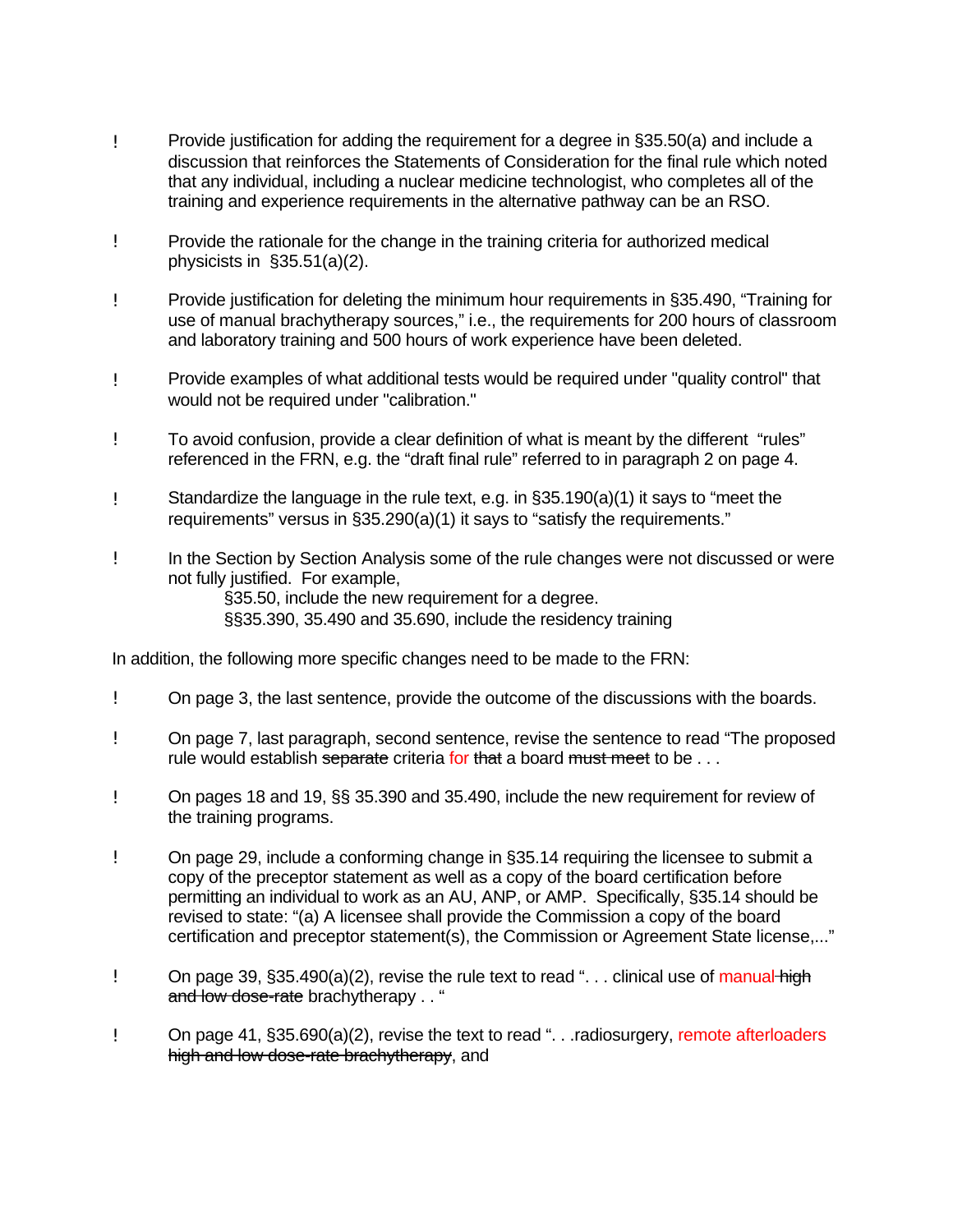- Provide justification for adding the requirement for a degree in §35.50(a) and include a discussion that reinforces the Statements of Consideration for the final rule which noted that any individual, including a nuclear medicine technologist, who completes all of the training and experience requirements in the alternative pathway can be an RSO.

- Provide the rationale for the change in the training criteria for authorized medical physicists in §35.51(a)(2).

- Provide justification for deleting the minimum hour requirements in §35.490, "Training for use of manual brachytherapy sources," i.e., the requirements for 200 hours of classroom and laboratory training and 500 hours of work experience have been deleted.

- Provide examples of what additional tests would be required under "quality control" that would not be required under "calibration."

- To avoid confusion, provide a clear definition of what is meant by the different "rules" referenced in the FRN, e.g. the "draft final rule" referred to in paragraph 2 on page 4.

- Standardize the language in the rule text, e.g. in §35.190(a)(1) it says to "meet the requirements" versus in §35.290(a)(1) it says to "satisfy the requirements."

- In the Section by Section Analysis some of the rule changes were not discussed or were not fully justified. For example,
  - §35.50, include the new requirement for a degree.
  - §§35.390, 35.490 and 35.690, include the residency training

In addition, the following more specific changes need to be made to the FRN:

- On page 3, the last sentence, provide the outcome of the discussions with the boards.

- On page 7, last paragraph, second sentence, revise the sentence to read "The proposed rule would establish ~~separate~~ criteria for ~~that~~ a board ~~must meet~~ to be . . .

- On pages 18 and 19, §§ 35.390 and 35.490, include the new requirement for review of the training programs.

- On page 29, include a conforming change in §35.14 requiring the licensee to submit a copy of the preceptor statement as well as a copy of the board certification before permitting an individual to work as an AU, ANP, or AMP. Specifically, §35.14 should be revised to state: "(a) A licensee shall provide the Commission a copy of the board certification and preceptor statement(s), the Commission or Agreement State license,..."

- On page 39, §35.490(a)(2), revise the rule text to read ". . . clinical use of manual ~~high and low dose-rate~~ brachytherapy . . "

- On page 41, §35.690(a)(2), revise the text to read ". . .radiosurgery, remote afterloaders ~~high and low dose-rate brachytherapy~~, and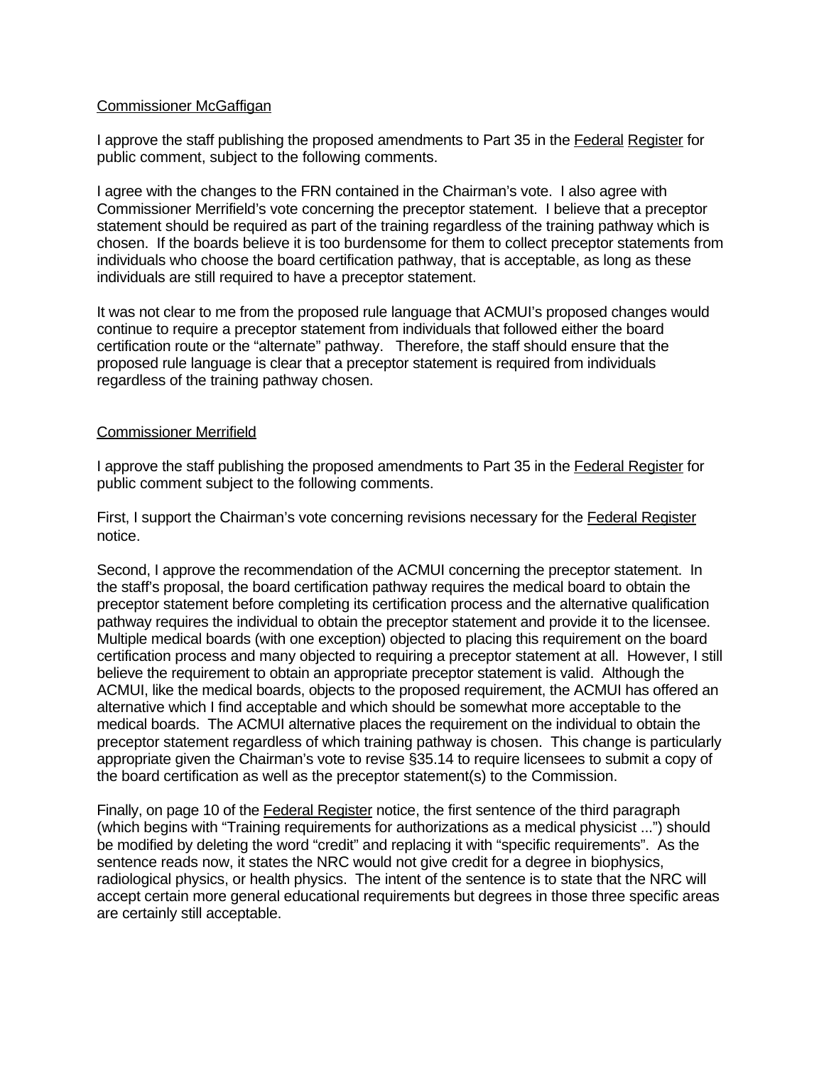Commissioner McGaffigan

I approve the staff publishing the proposed amendments to Part 35 in the Federal Register for public comment, subject to the following comments.

I agree with the changes to the FRN contained in the Chairman's vote. I also agree with Commissioner Merrifield's vote concerning the preceptor statement. I believe that a preceptor statement should be required as part of the training regardless of the training pathway which is chosen. If the boards believe it is too burdensome for them to collect preceptor statements from individuals who choose the board certification pathway, that is acceptable, as long as these individuals are still required to have a preceptor statement.

It was not clear to me from the proposed rule language that ACMUI's proposed changes would continue to require a preceptor statement from individuals that followed either the board certification route or the "alternate" pathway. Therefore, the staff should ensure that the proposed rule language is clear that a preceptor statement is required from individuals regardless of the training pathway chosen.

Commissioner Merrifield

I approve the staff publishing the proposed amendments to Part 35 in the Federal Register for public comment subject to the following comments.

First, I support the Chairman's vote concerning revisions necessary for the Federal Register notice.

Second, I approve the recommendation of the ACMUI concerning the preceptor statement. In the staff's proposal, the board certification pathway requires the medical board to obtain the preceptor statement before completing its certification process and the alternative qualification pathway requires the individual to obtain the preceptor statement and provide it to the licensee. Multiple medical boards (with one exception) objected to placing this requirement on the board certification process and many objected to requiring a preceptor statement at all. However, I still believe the requirement to obtain an appropriate preceptor statement is valid. Although the ACMUI, like the medical boards, objects to the proposed requirement, the ACMUI has offered an alternative which I find acceptable and which should be somewhat more acceptable to the medical boards. The ACMUI alternative places the requirement on the individual to obtain the preceptor statement regardless of which training pathway is chosen. This change is particularly appropriate given the Chairman's vote to revise §35.14 to require licensees to submit a copy of the board certification as well as the preceptor statement(s) to the Commission.

Finally, on page 10 of the Federal Register notice, the first sentence of the third paragraph (which begins with "Training requirements for authorizations as a medical physicist ...") should be modified by deleting the word "credit" and replacing it with "specific requirements". As the sentence reads now, it states the NRC would not give credit for a degree in biophysics, radiological physics, or health physics. The intent of the sentence is to state that the NRC will accept certain more general educational requirements but degrees in those three specific areas are certainly still acceptable.